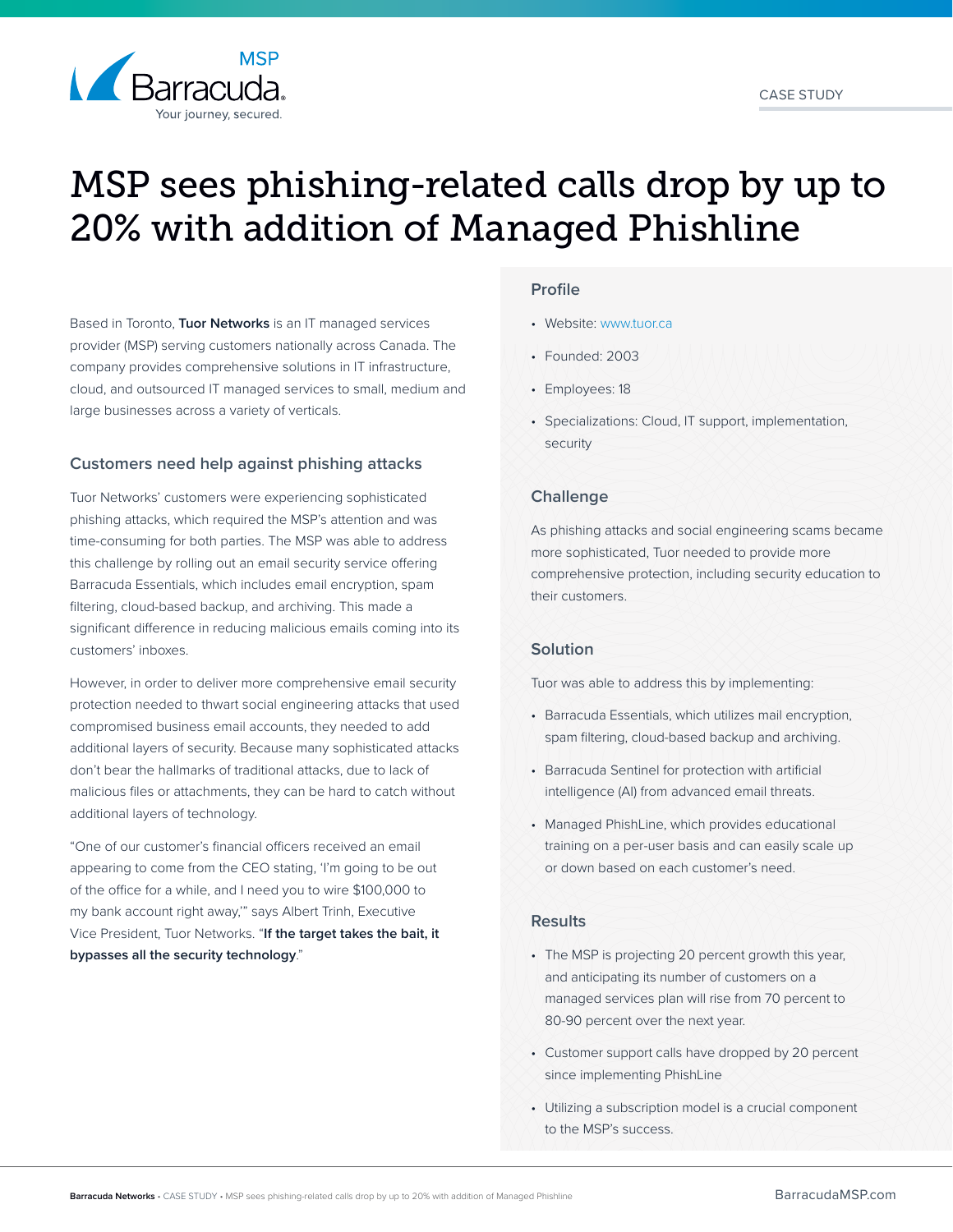MSP

Barracuda

Your journey, secured.

CASE STUDY

# MSP sees phishing-related calls drop by up to 20% with addition of Managed Phishline

Based in Toronto, **Tuor Networks** is an IT managed services provider (MSP) serving customers nationally across Canada. The company provides comprehensive solutions in IT infrastructure, cloud, and outsourced IT managed services to small, medium and large businesses across a variety of verticals.

## Customers need help against phishing attacks

Tuor Networks' customers were experiencing sophisticated phishing attacks, which required the MSP's attention and was time-consuming for both parties. The MSP was able to address this challenge by rolling out an email security service offering Barracuda Essentials, which includes email encryption, spam filtering, cloud-based backup, and archiving. This made a significant difference in reducing malicious emails coming into its customers' inboxes.

However, in order to deliver more comprehensive email security protection needed to thwart social engineering attacks that used compromised business email accounts, they needed to add additional layers of security. Because many sophisticated attacks don't bear the hallmarks of traditional attacks, due to lack of malicious files or attachments, they can be hard to catch without additional layers of technology.

"One of our customer's financial officers received an email appearing to come from the CEO stating, 'I'm going to be out of the office for a while, and I need you to wire $100,000 to my bank account right away,'" says Albert Trinh, Executive Vice President, Tuor Networks. "**If the target takes the bait, it bypasses all the security technology**."

## Profile

- Website: www.tuor.ca
- Founded: 2003
- Employees: 18
- Specializations: Cloud, IT support, implementation, security

## Challenge

As phishing attacks and social engineering scams became more sophisticated, Tuor needed to provide more comprehensive protection, including security education to their customers.

## Solution

Tuor was able to address this by implementing:

- Barracuda Essentials, which utilizes mail encryption, spam filtering, cloud-based backup and archiving.
- Barracuda Sentinel for protection with artificial intelligence (AI) from advanced email threats.
- Managed PhishLine, which provides educational training on a per-user basis and can easily scale up or down based on each customer's need.

## Results

- The MSP is projecting 20 percent growth this year, and anticipating its number of customers on a managed services plan will rise from 70 percent to 80-90 percent over the next year.
- Customer support calls have dropped by 20 percent since implementing PhishLine
- Utilizing a subscription model is a crucial component to the MSP's success.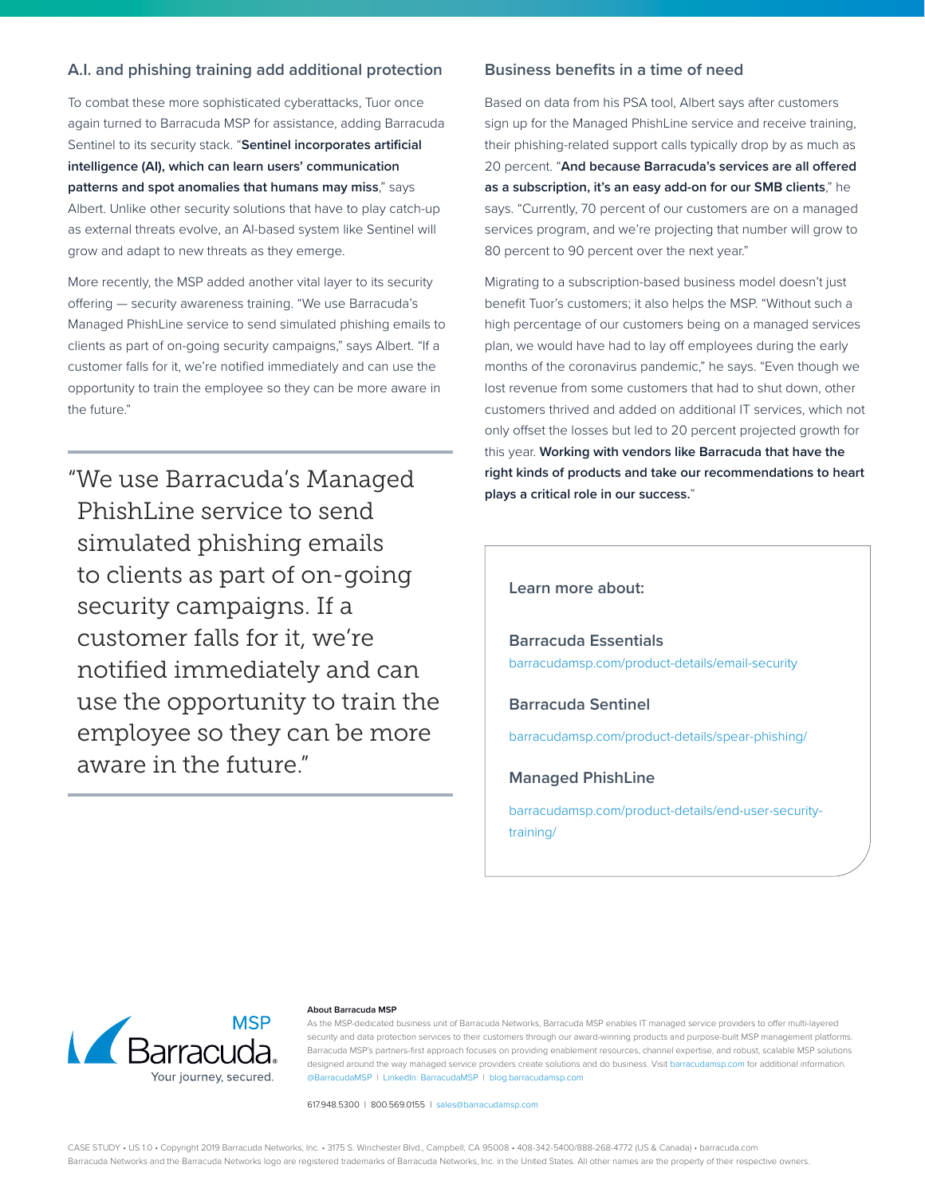## A.I. and phishing training add additional protection

To combat these more sophisticated cyberattacks, Tuor once again turned to Barracuda MSP for assistance, adding Barracuda Sentinel to its security stack. "**Sentinel incorporates artificial intelligence (AI), which can learn users' communication patterns and spot anomalies that humans may miss**," says Albert. Unlike other security solutions that have to play catch-up as external threats evolve, an AI-based system like Sentinel will grow and adapt to new threats as they emerge.

More recently, the MSP added another vital layer to its security offering — security awareness training. "We use Barracuda's Managed PhishLine service to send simulated phishing emails to clients as part of on-going security campaigns," says Albert. "If a customer falls for it, we're notified immediately and can use the opportunity to train the employee so they can be more aware in the future."

> "We use Barracuda's Managed PhishLine service to send simulated phishing emails to clients as part of on-going security campaigns. If a customer falls for it, we're notified immediately and can use the opportunity to train the employee so they can be more aware in the future."

## Business benefits in a time of need

Based on data from his PSA tool, Albert says after customers sign up for the Managed PhishLine service and receive training, their phishing-related support calls typically drop by as much as 20 percent. "**And because Barracuda's services are all offered as a subscription, it's an easy add-on for our SMB clients**," he says. "Currently, 70 percent of our customers are on a managed services program, and we're projecting that number will grow to 80 percent to 90 percent over the next year."

Migrating to a subscription-based business model doesn't just benefit Tuor's customers; it also helps the MSP. "Without such a high percentage of our customers being on a managed services plan, we would have had to lay off employees during the early months of the coronavirus pandemic," he says. "Even though we lost revenue from some customers that had to shut down, other customers thrived and added on additional IT services, which not only offset the losses but led to 20 percent projected growth for this year. **Working with vendors like Barracuda that have the right kinds of products and take our recommendations to heart plays a critical role in our success.**"

### Learn more about:

**Barracuda Essentials**
barracudamsp.com/product-details/email-security

**Barracuda Sentinel**
barracudamsp.com/product-details/spear-phishing/

**Managed PhishLine**
barracudamsp.com/product-details/end-user-security-training/

MSP Barracuda. Your journey, secured.

**About Barracuda MSP**

As the MSP-dedicated business unit of Barracuda Networks, Barracuda MSP enables IT managed service providers to offer multi-layered security and data protection services to their customers through our award-winning products and purpose-built MSP management platforms. Barracuda MSP's partners-first approach focuses on providing enablement resources, channel expertise, and robust, scalable MSP solutions designed around the way managed service providers create solutions and do business. Visit barracudamsp.com for additional information.
@BarracudaMSP | LinkedIn: BarracudaMSP | blog.barracudamsp.com

617.948.5300 | 800.569.0155 | sales@barracudamsp.com

CASE STUDY • US 1.0 • Copyright 2019 Barracuda Networks, Inc. • 3175 S. Winchester Blvd., Campbell, CA 95008 • 408-342-5400/888-268-4772 (US & Canada) • barracuda.com
Barracuda Networks and the Barracuda Networks logo are registered trademarks of Barracuda Networks, Inc. in the United States. All other names are the property of their respective owners.